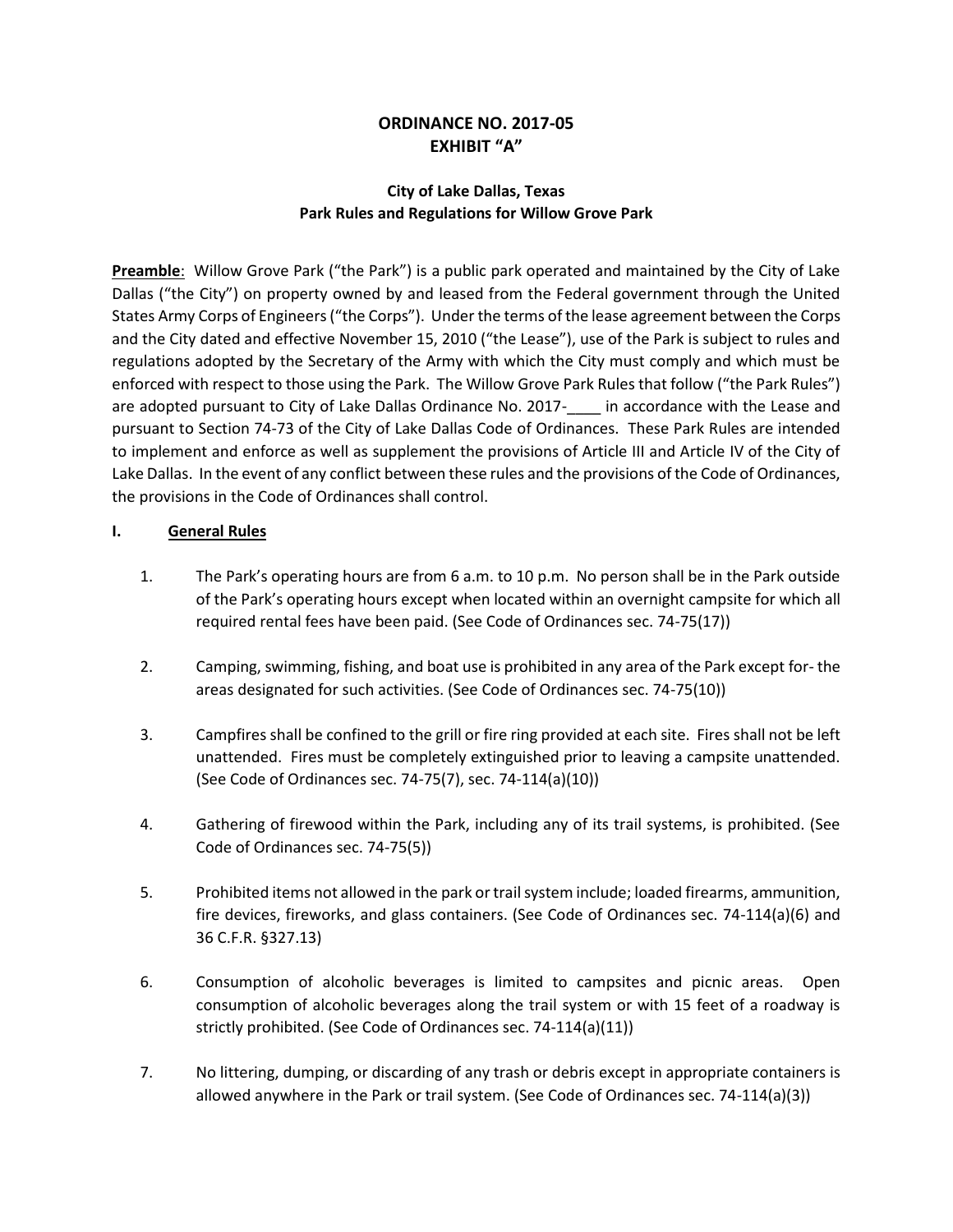# ORDINANCE NO. 2017-05
# EXHIBIT "A"

## City of Lake Dallas, Texas
## Park Rules and Regulations for Willow Grove Park

**Preamble**: Willow Grove Park ("the Park") is a public park operated and maintained by the City of Lake Dallas ("the City") on property owned by and leased from the Federal government through the United States Army Corps of Engineers ("the Corps"). Under the terms of the lease agreement between the Corps and the City dated and effective November 15, 2010 ("the Lease"), use of the Park is subject to rules and regulations adopted by the Secretary of the Army with which the City must comply and which must be enforced with respect to those using the Park. The Willow Grove Park Rules that follow ("the Park Rules") are adopted pursuant to City of Lake Dallas Ordinance No. 2017-____ in accordance with the Lease and pursuant to Section 74-73 of the City of Lake Dallas Code of Ordinances. These Park Rules are intended to implement and enforce as well as supplement the provisions of Article III and Article IV of the City of Lake Dallas. In the event of any conflict between these rules and the provisions of the Code of Ordinances, the provisions in the Code of Ordinances shall control.

### I. General Rules

1. The Park's operating hours are from 6 a.m. to 10 p.m. No person shall be in the Park outside of the Park's operating hours except when located within an overnight campsite for which all required rental fees have been paid. (See Code of Ordinances sec. 74-75(17))

2. Camping, swimming, fishing, and boat use is prohibited in any area of the Park except for- the areas designated for such activities. (See Code of Ordinances sec. 74-75(10))

3. Campfires shall be confined to the grill or fire ring provided at each site. Fires shall not be left unattended. Fires must be completely extinguished prior to leaving a campsite unattended. (See Code of Ordinances sec. 74-75(7), sec. 74-114(a)(10))

4. Gathering of firewood within the Park, including any of its trail systems, is prohibited. (See Code of Ordinances sec. 74-75(5))

5. Prohibited items not allowed in the park or trail system include; loaded firearms, ammunition, fire devices, fireworks, and glass containers. (See Code of Ordinances sec. 74-114(a)(6) and 36 C.F.R. §327.13)

6. Consumption of alcoholic beverages is limited to campsites and picnic areas. Open consumption of alcoholic beverages along the trail system or with 15 feet of a roadway is strictly prohibited. (See Code of Ordinances sec. 74-114(a)(11))

7. No littering, dumping, or discarding of any trash or debris except in appropriate containers is allowed anywhere in the Park or trail system. (See Code of Ordinances sec. 74-114(a)(3))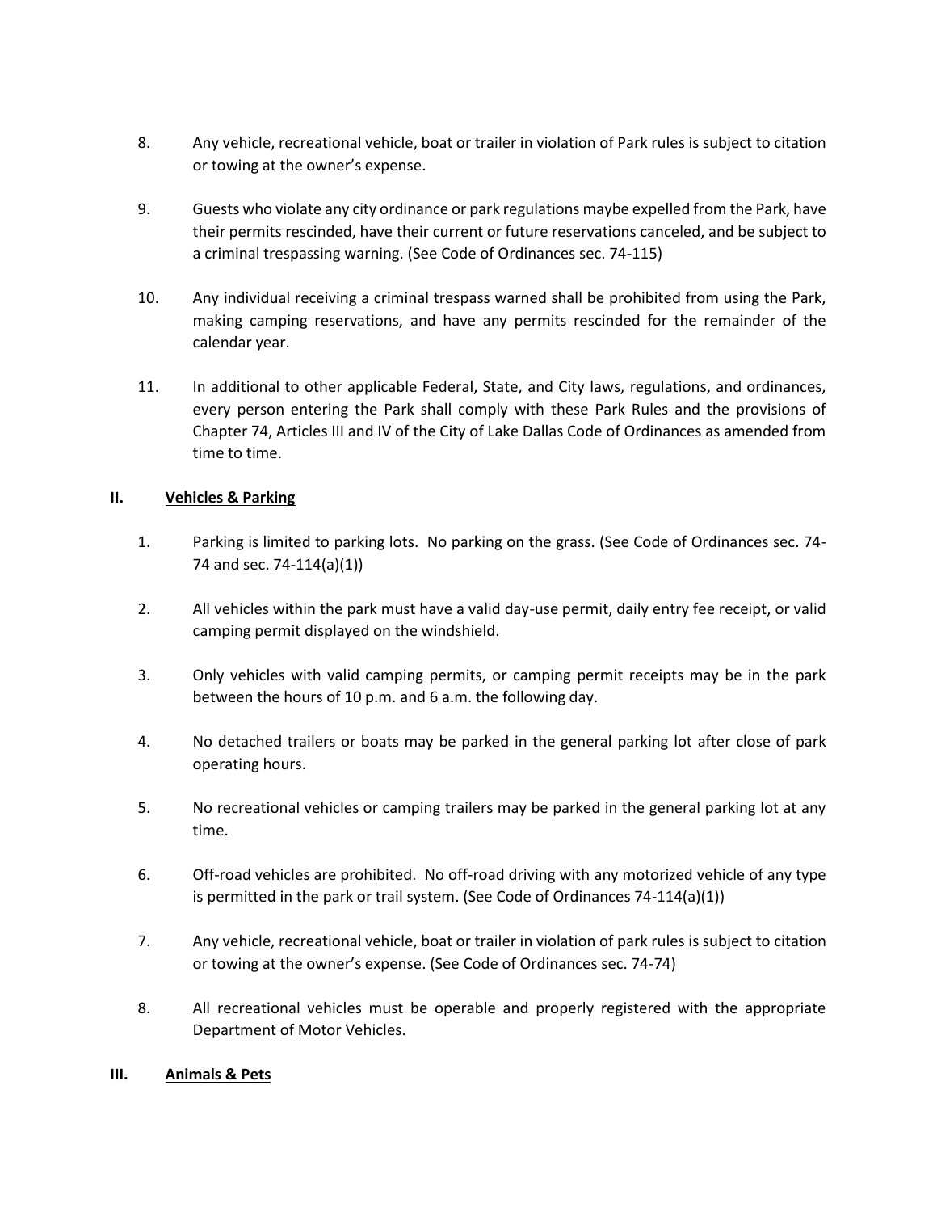8. Any vehicle, recreational vehicle, boat or trailer in violation of Park rules is subject to citation or towing at the owner's expense.

9. Guests who violate any city ordinance or park regulations maybe expelled from the Park, have their permits rescinded, have their current or future reservations canceled, and be subject to a criminal trespassing warning. (See Code of Ordinances sec. 74-115)

10. Any individual receiving a criminal trespass warned shall be prohibited from using the Park, making camping reservations, and have any permits rescinded for the remainder of the calendar year.

11. In additional to other applicable Federal, State, and City laws, regulations, and ordinances, every person entering the Park shall comply with these Park Rules and the provisions of Chapter 74, Articles III and IV of the City of Lake Dallas Code of Ordinances as amended from time to time.

## II. <u>Vehicles & Parking</u>

1. Parking is limited to parking lots. No parking on the grass. (See Code of Ordinances sec. 74-74 and sec. 74-114(a)(1))

2. All vehicles within the park must have a valid day-use permit, daily entry fee receipt, or valid camping permit displayed on the windshield.

3. Only vehicles with valid camping permits, or camping permit receipts may be in the park between the hours of 10 p.m. and 6 a.m. the following day.

4. No detached trailers or boats may be parked in the general parking lot after close of park operating hours.

5. No recreational vehicles or camping trailers may be parked in the general parking lot at any time.

6. Off-road vehicles are prohibited. No off-road driving with any motorized vehicle of any type is permitted in the park or trail system. (See Code of Ordinances 74-114(a)(1))

7. Any vehicle, recreational vehicle, boat or trailer in violation of park rules is subject to citation or towing at the owner's expense. (See Code of Ordinances sec. 74-74)

8. All recreational vehicles must be operable and properly registered with the appropriate Department of Motor Vehicles.

## III. <u>Animals & Pets</u>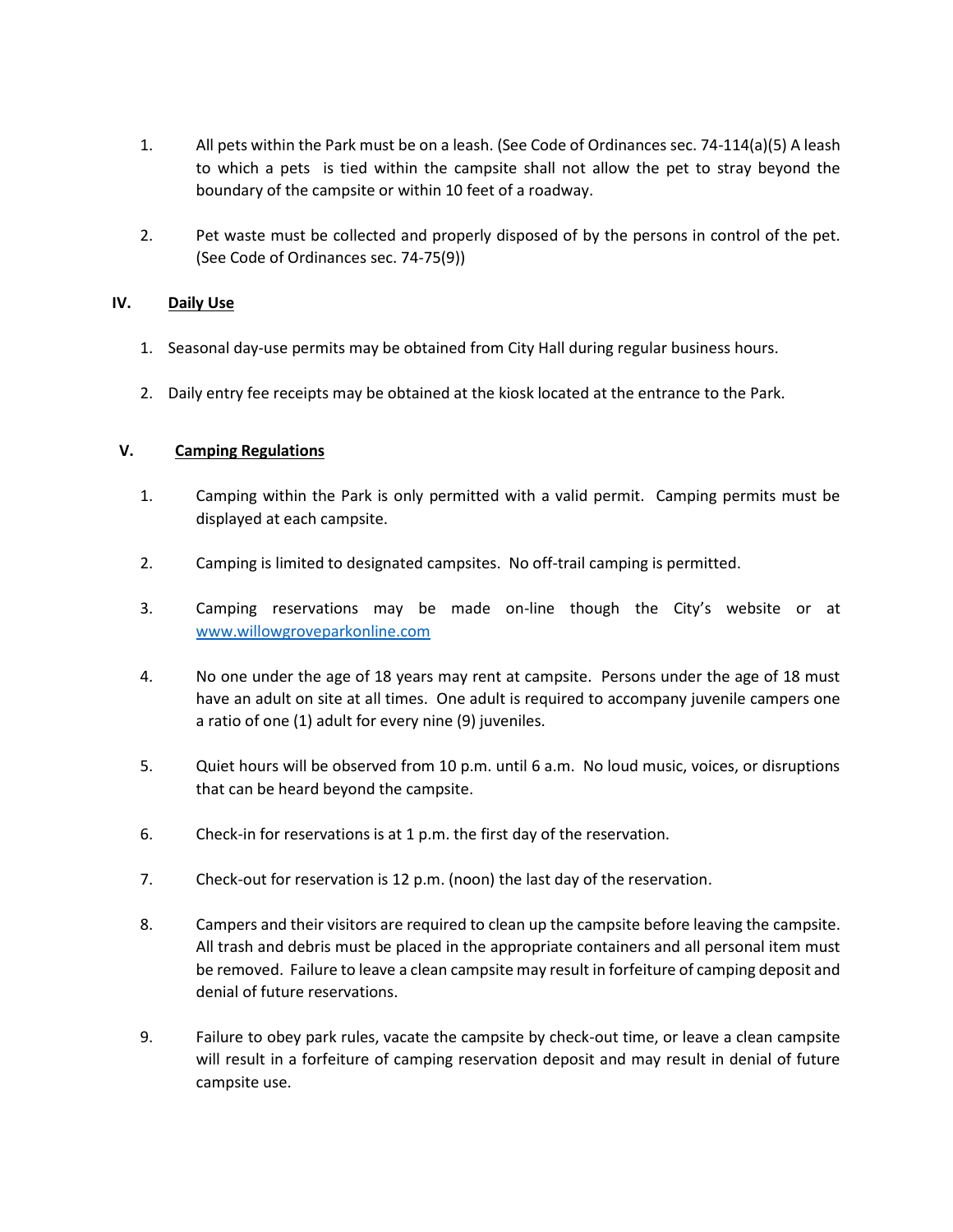1. All pets within the Park must be on a leash. (See Code of Ordinances sec. 74-114(a)(5) A leash to which a pets is tied within the campsite shall not allow the pet to stray beyond the boundary of the campsite or within 10 feet of a roadway.

2. Pet waste must be collected and properly disposed of by the persons in control of the pet. (See Code of Ordinances sec. 74-75(9))

## IV. Daily Use

1. Seasonal day-use permits may be obtained from City Hall during regular business hours.

2. Daily entry fee receipts may be obtained at the kiosk located at the entrance to the Park.

## V. Camping Regulations

1. Camping within the Park is only permitted with a valid permit. Camping permits must be displayed at each campsite.

2. Camping is limited to designated campsites. No off-trail camping is permitted.

3. Camping reservations may be made on-line though the City's website or at [www.willowgroveparkonline.com](http://www.willowgroveparkonline.com)

4. No one under the age of 18 years may rent at campsite. Persons under the age of 18 must have an adult on site at all times. One adult is required to accompany juvenile campers one a ratio of one (1) adult for every nine (9) juveniles.

5. Quiet hours will be observed from 10 p.m. until 6 a.m. No loud music, voices, or disruptions that can be heard beyond the campsite.

6. Check-in for reservations is at 1 p.m. the first day of the reservation.

7. Check-out for reservation is 12 p.m. (noon) the last day of the reservation.

8. Campers and their visitors are required to clean up the campsite before leaving the campsite. All trash and debris must be placed in the appropriate containers and all personal item must be removed. Failure to leave a clean campsite may result in forfeiture of camping deposit and denial of future reservations.

9. Failure to obey park rules, vacate the campsite by check-out time, or leave a clean campsite will result in a forfeiture of camping reservation deposit and may result in denial of future campsite use.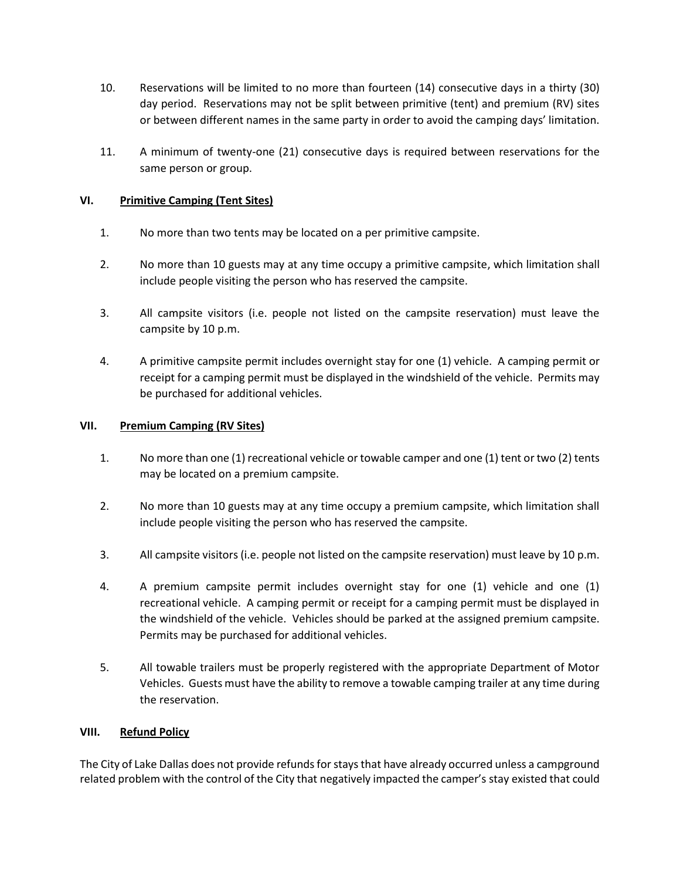10. Reservations will be limited to no more than fourteen (14) consecutive days in a thirty (30) day period. Reservations may not be split between primitive (tent) and premium (RV) sites or between different names in the same party in order to avoid the camping days' limitation.

11. A minimum of twenty-one (21) consecutive days is required between reservations for the same person or group.

## VI. Primitive Camping (Tent Sites)

1. No more than two tents may be located on a per primitive campsite.

2. No more than 10 guests may at any time occupy a primitive campsite, which limitation shall include people visiting the person who has reserved the campsite.

3. All campsite visitors (i.e. people not listed on the campsite reservation) must leave the campsite by 10 p.m.

4. A primitive campsite permit includes overnight stay for one (1) vehicle. A camping permit or receipt for a camping permit must be displayed in the windshield of the vehicle. Permits may be purchased for additional vehicles.

## VII. Premium Camping (RV Sites)

1. No more than one (1) recreational vehicle or towable camper and one (1) tent or two (2) tents may be located on a premium campsite.

2. No more than 10 guests may at any time occupy a premium campsite, which limitation shall include people visiting the person who has reserved the campsite.

3. All campsite visitors (i.e. people not listed on the campsite reservation) must leave by 10 p.m.

4. A premium campsite permit includes overnight stay for one (1) vehicle and one (1) recreational vehicle. A camping permit or receipt for a camping permit must be displayed in the windshield of the vehicle. Vehicles should be parked at the assigned premium campsite. Permits may be purchased for additional vehicles.

5. All towable trailers must be properly registered with the appropriate Department of Motor Vehicles. Guests must have the ability to remove a towable camping trailer at any time during the reservation.

## VIII. Refund Policy

The City of Lake Dallas does not provide refunds for stays that have already occurred unless a campground related problem with the control of the City that negatively impacted the camper's stay existed that could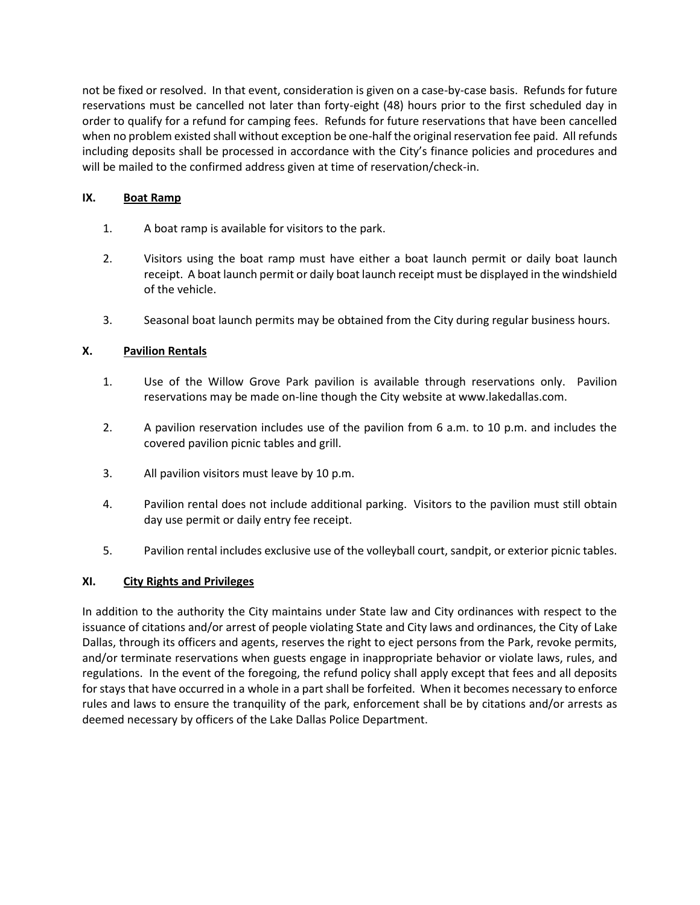not be fixed or resolved. In that event, consideration is given on a case-by-case basis. Refunds for future reservations must be cancelled not later than forty-eight (48) hours prior to the first scheduled day in order to qualify for a refund for camping fees. Refunds for future reservations that have been cancelled when no problem existed shall without exception be one-half the original reservation fee paid. All refunds including deposits shall be processed in accordance with the City's finance policies and procedures and will be mailed to the confirmed address given at time of reservation/check-in.

## IX. Boat Ramp

1. A boat ramp is available for visitors to the park.
2. Visitors using the boat ramp must have either a boat launch permit or daily boat launch receipt. A boat launch permit or daily boat launch receipt must be displayed in the windshield of the vehicle.
3. Seasonal boat launch permits may be obtained from the City during regular business hours.

## X. Pavilion Rentals

1. Use of the Willow Grove Park pavilion is available through reservations only. Pavilion reservations may be made on-line though the City website at www.lakedallas.com.
2. A pavilion reservation includes use of the pavilion from 6 a.m. to 10 p.m. and includes the covered pavilion picnic tables and grill.
3. All pavilion visitors must leave by 10 p.m.
4. Pavilion rental does not include additional parking. Visitors to the pavilion must still obtain day use permit or daily entry fee receipt.
5. Pavilion rental includes exclusive use of the volleyball court, sandpit, or exterior picnic tables.

## XI. City Rights and Privileges

In addition to the authority the City maintains under State law and City ordinances with respect to the issuance of citations and/or arrest of people violating State and City laws and ordinances, the City of Lake Dallas, through its officers and agents, reserves the right to eject persons from the Park, revoke permits, and/or terminate reservations when guests engage in inappropriate behavior or violate laws, rules, and regulations. In the event of the foregoing, the refund policy shall apply except that fees and all deposits for stays that have occurred in a whole in a part shall be forfeited. When it becomes necessary to enforce rules and laws to ensure the tranquility of the park, enforcement shall be by citations and/or arrests as deemed necessary by officers of the Lake Dallas Police Department.